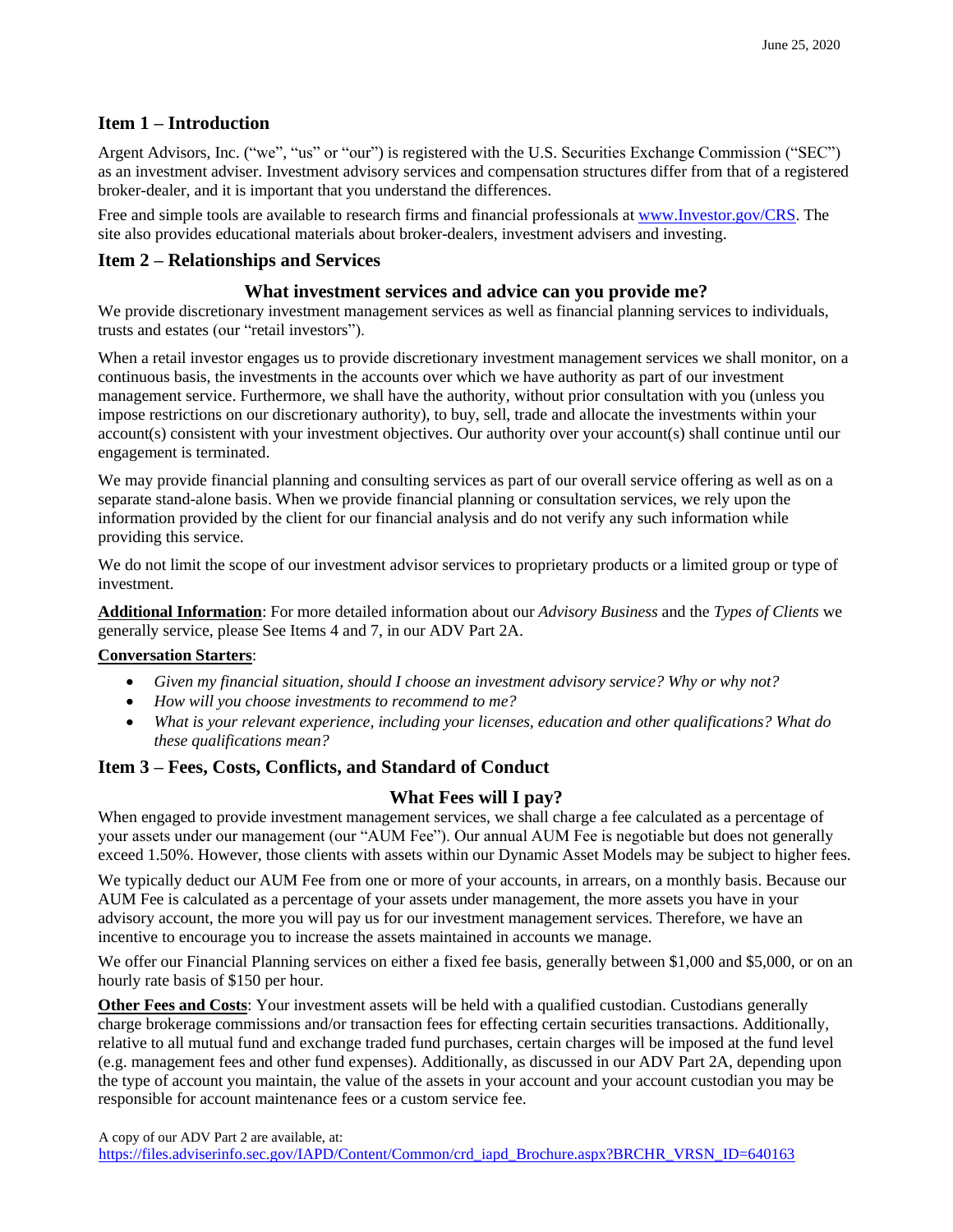June 25, 2020

## Item 1 – Introduction

Argent Advisors, Inc. ("we", "us" or "our") is registered with the U.S. Securities Exchange Commission ("SEC") as an investment adviser. Investment advisory services and compensation structures differ from that of a registered broker-dealer, and it is important that you understand the differences.

Free and simple tools are available to research firms and financial professionals at [www.Investor.gov/CRS](www.Investor.gov/CRS). The site also provides educational materials about broker-dealers, investment advisers and investing.

## Item 2 – Relationships and Services

### What investment services and advice can you provide me?

We provide discretionary investment management services as well as financial planning services to individuals, trusts and estates (our "retail investors").

When a retail investor engages us to provide discretionary investment management services we shall monitor, on a continuous basis, the investments in the accounts over which we have authority as part of our investment management service. Furthermore, we shall have the authority, without prior consultation with you (unless you impose restrictions on our discretionary authority), to buy, sell, trade and allocate the investments within your account(s) consistent with your investment objectives. Our authority over your account(s) shall continue until our engagement is terminated.

We may provide financial planning and consulting services as part of our overall service offering as well as on a separate stand-alone basis. When we provide financial planning or consultation services, we rely upon the information provided by the client for our financial analysis and do not verify any such information while providing this service.

We do not limit the scope of our investment advisor services to proprietary products or a limited group or type of investment.

**Additional Information**: For more detailed information about our *Advisory Business* and the *Types of Clients* we generally service, please See Items 4 and 7, in our ADV Part 2A.

**Conversation Starters**:

- *Given my financial situation, should I choose an investment advisory service? Why or why not?*
- *How will you choose investments to recommend to me?*
- *What is your relevant experience, including your licenses, education and other qualifications? What do these qualifications mean?*

## Item 3 – Fees, Costs, Conflicts, and Standard of Conduct

### What Fees will I pay?

When engaged to provide investment management services, we shall charge a fee calculated as a percentage of your assets under our management (our "AUM Fee"). Our annual AUM Fee is negotiable but does not generally exceed 1.50%. However, those clients with assets within our Dynamic Asset Models may be subject to higher fees.

We typically deduct our AUM Fee from one or more of your accounts, in arrears, on a monthly basis. Because our AUM Fee is calculated as a percentage of your assets under management, the more assets you have in your advisory account, the more you will pay us for our investment management services. Therefore, we have an incentive to encourage you to increase the assets maintained in accounts we manage.

We offer our Financial Planning services on either a fixed fee basis, generally between $1,000 and $5,000, or on an hourly rate basis of $150 per hour.

**Other Fees and Costs**: Your investment assets will be held with a qualified custodian. Custodians generally charge brokerage commissions and/or transaction fees for effecting certain securities transactions. Additionally, relative to all mutual fund and exchange traded fund purchases, certain charges will be imposed at the fund level (e.g. management fees and other fund expenses). Additionally, as discussed in our ADV Part 2A, depending upon the type of account you maintain, the value of the assets in your account and your account custodian you may be responsible for account maintenance fees or a custom service fee.

A copy of our ADV Part 2 are available, at:
[https://files.adviserinfo.sec.gov/IAPD/Content/Common/crd_iapd_Brochure.aspx?BRCHR_VRSN_ID=640163](https://files.adviserinfo.sec.gov/IAPD/Content/Common/crd_iapd_Brochure.aspx?BRCHR_VRSN_ID=640163)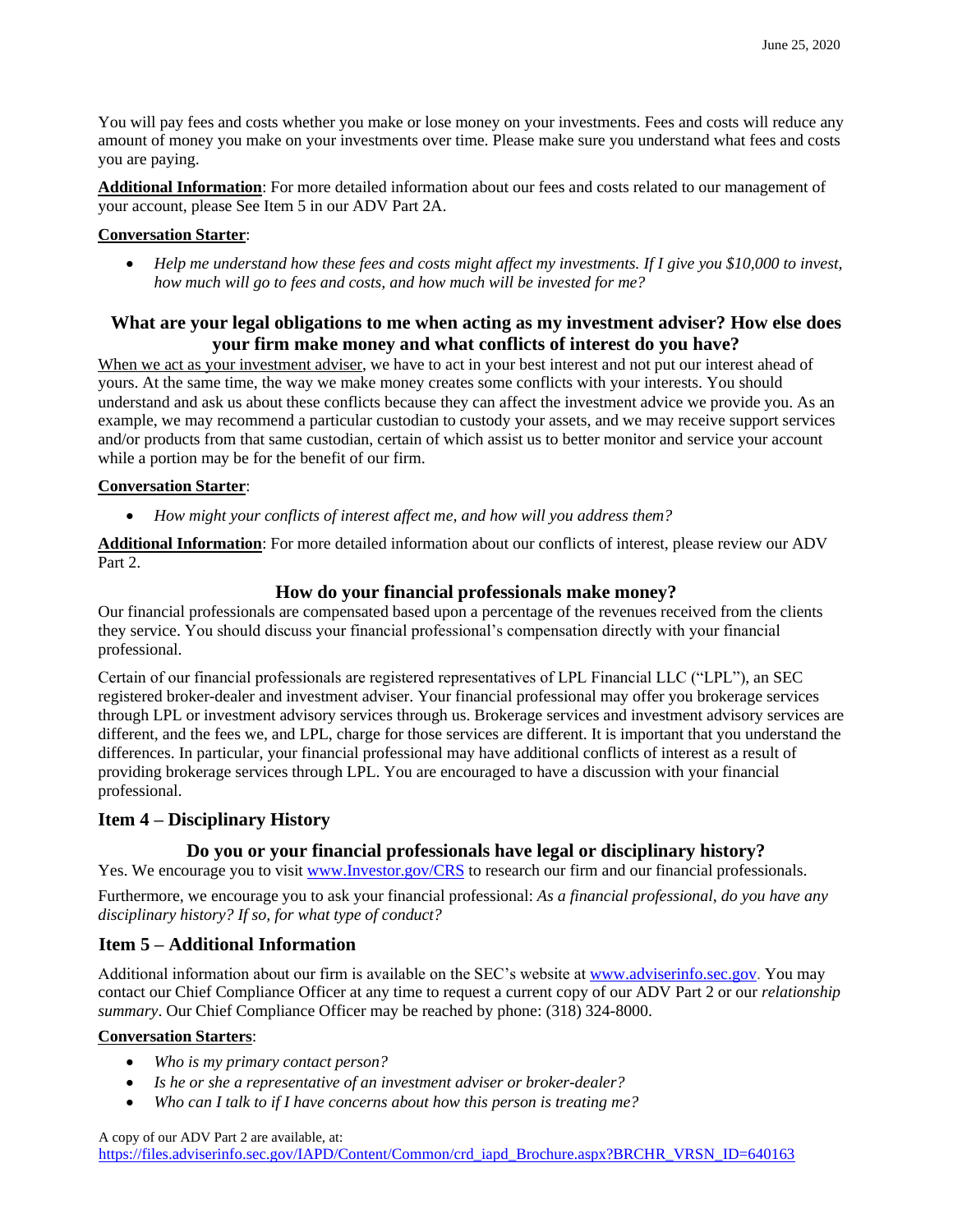You will pay fees and costs whether you make or lose money on your investments. Fees and costs will reduce any amount of money you make on your investments over time. Please make sure you understand what fees and costs you are paying.

**Additional Information**: For more detailed information about our fees and costs related to our management of your account, please See Item 5 in our ADV Part 2A.

**Conversation Starter**:

- *Help me understand how these fees and costs might affect my investments. If I give you $10,000 to invest, how much will go to fees and costs, and how much will be invested for me?*

## What are your legal obligations to me when acting as my investment adviser? How else does your firm make money and what conflicts of interest do you have?

When we act as your investment adviser, we have to act in your best interest and not put our interest ahead of yours. At the same time, the way we make money creates some conflicts with your interests. You should understand and ask us about these conflicts because they can affect the investment advice we provide you. As an example, we may recommend a particular custodian to custody your assets, and we may receive support services and/or products from that same custodian, certain of which assist us to better monitor and service your account while a portion may be for the benefit of our firm.

**Conversation Starter**:

- *How might your conflicts of interest affect me, and how will you address them?*

**Additional Information**: For more detailed information about our conflicts of interest, please review our ADV Part 2.

## How do your financial professionals make money?

Our financial professionals are compensated based upon a percentage of the revenues received from the clients they service. You should discuss your financial professional's compensation directly with your financial professional.

Certain of our financial professionals are registered representatives of LPL Financial LLC ("LPL"), an SEC registered broker-dealer and investment adviser. Your financial professional may offer you brokerage services through LPL or investment advisory services through us. Brokerage services and investment advisory services are different, and the fees we, and LPL, charge for those services are different. It is important that you understand the differences. In particular, your financial professional may have additional conflicts of interest as a result of providing brokerage services through LPL. You are encouraged to have a discussion with your financial professional.

## Item 4 – Disciplinary History

### Do you or your financial professionals have legal or disciplinary history?

Yes. We encourage you to visit www.Investor.gov/CRS to research our firm and our financial professionals.

Furthermore, we encourage you to ask your financial professional: *As a financial professional, do you have any disciplinary history? If so, for what type of conduct?*

## Item 5 – Additional Information

Additional information about our firm is available on the SEC's website at www.adviserinfo.sec.gov. You may contact our Chief Compliance Officer at any time to request a current copy of our ADV Part 2 or our *relationship summary*. Our Chief Compliance Officer may be reached by phone: (318) 324-8000.

**Conversation Starters**:

- *Who is my primary contact person?*
- *Is he or she a representative of an investment adviser or broker-dealer?*
- *Who can I talk to if I have concerns about how this person is treating me?*

A copy of our ADV Part 2 are available, at:
https://files.adviserinfo.sec.gov/IAPD/Content/Common/crd_iapd_Brochure.aspx?BRCHR_VRSN_ID=640163